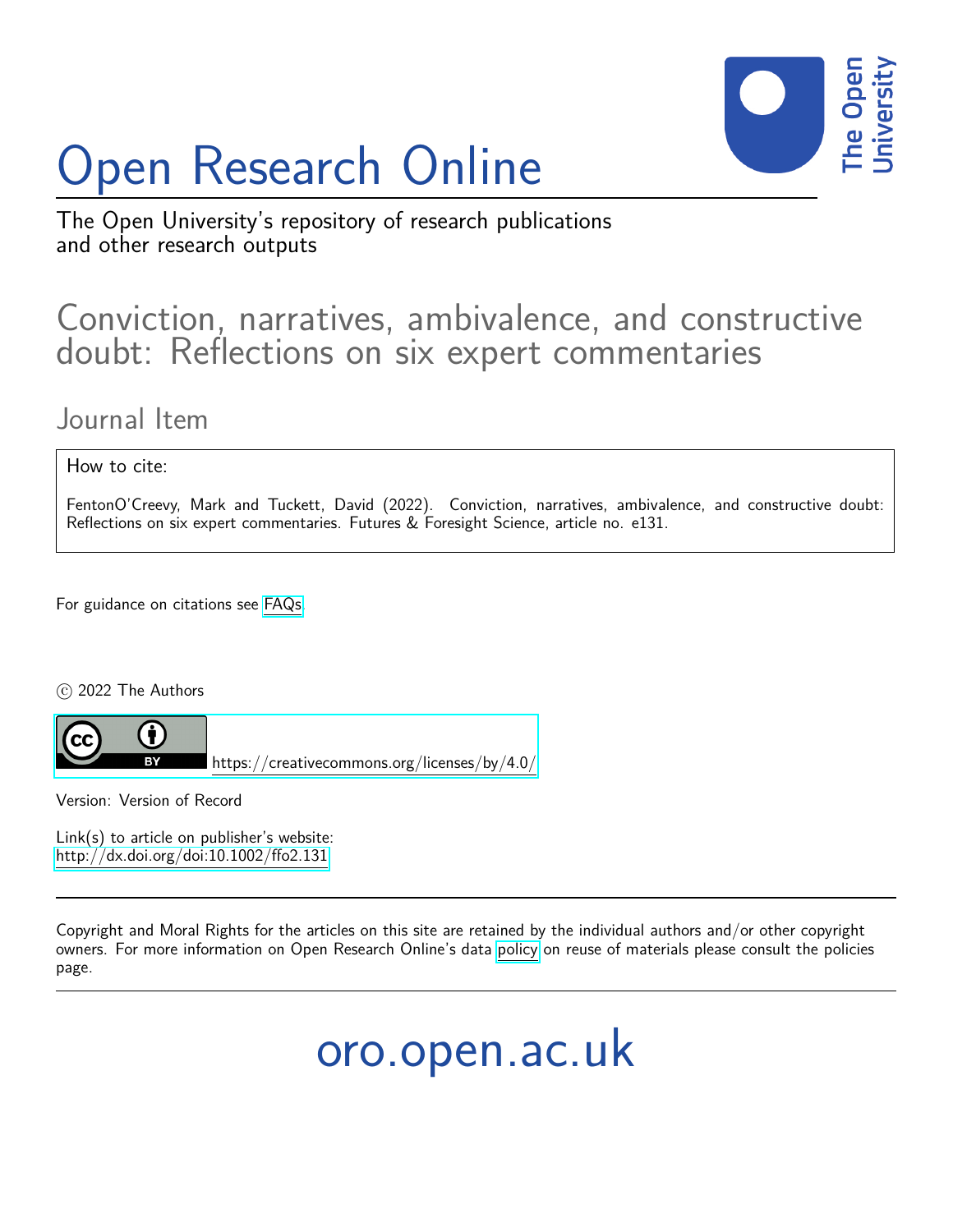# Open Research Online

The Open University's repository of research publications and other research outputs

## Conviction, narratives, ambivalence, and constructive doubt: Reflections on six expert commentaries

### Journal Item

How to cite:

FentonO'Creevy, Mark and Tuckett, David (2022). Conviction, narratives, ambivalence, and constructive doubt: Reflections on six expert commentaries. Futures & Foresight Science, article no. e131.

For guidance on citations see FAQs.

© 2022 The Authors

https://creativecommons.org/licenses/by/4.0/

Version: Version of Record

Link(s) to article on publisher's website:
http://dx.doi.org/doi:10.1002/ffo2.131

Copyright and Moral Rights for the articles on this site are retained by the individual authors and/or other copyright owners. For more information on Open Research Online's data policy on reuse of materials please consult the policies page.

oro.open.ac.uk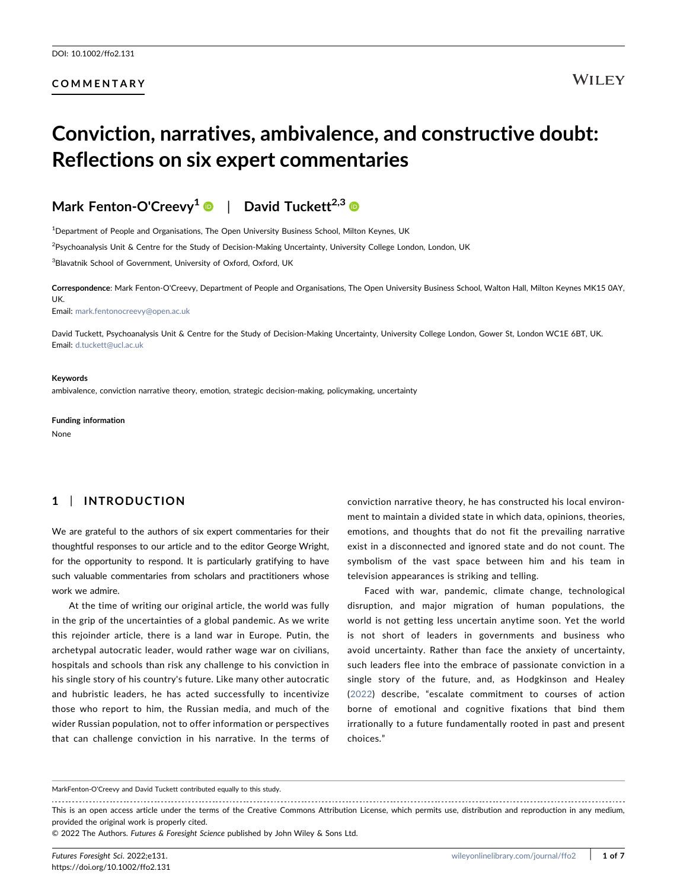DOI: 10.1002/ffo2.131

**COMMENTARY**

# Conviction, narratives, ambivalence, and constructive doubt: Reflections on six expert commentaries

**Mark Fenton-O'Creevy[1] | David Tuckett[2,3]**

[1]Department of People and Organisations, The Open University Business School, Milton Keynes, UK

[2]Psychoanalysis Unit & Centre for the Study of Decision-Making Uncertainty, University College London, London, UK

[3]Blavatnik School of Government, University of Oxford, Oxford, UK

**Correspondence**: Mark Fenton-O'Creevy, Department of People and Organisations, The Open University Business School, Walton Hall, Milton Keynes MK15 0AY, UK.
Email: mark.fentonocreevy@open.ac.uk

David Tuckett, Psychoanalysis Unit & Centre for the Study of Decision-Making Uncertainty, University College London, Gower St, London WC1E 6BT, UK.
Email: d.tuckett@ucl.ac.uk

**Keywords**
ambivalence, conviction narrative theory, emotion, strategic decision-making, policymaking, uncertainty

**Funding information**
None

## 1 | INTRODUCTION

We are grateful to the authors of six expert commentaries for their thoughtful responses to our article and to the editor George Wright, for the opportunity to respond. It is particularly gratifying to have such valuable commentaries from scholars and practitioners whose work we admire.

At the time of writing our original article, the world was fully in the grip of the uncertainties of a global pandemic. As we write this rejoinder article, there is a land war in Europe. Putin, the archetypal autocratic leader, would rather wage war on civilians, hospitals and schools than risk any challenge to his conviction in his single story of his country's future. Like many other autocratic and hubristic leaders, he has acted successfully to incentivize those who report to him, the Russian media, and much of the wider Russian population, not to offer information or perspectives that can challenge conviction in his narrative. In the terms of conviction narrative theory, he has constructed his local environment to maintain a divided state in which data, opinions, theories, emotions, and thoughts that do not fit the prevailing narrative exist in a disconnected and ignored state and do not count. The symbolism of the vast space between him and his team in television appearances is striking and telling.

Faced with war, pandemic, climate change, technological disruption, and major migration of human populations, the world is not getting less uncertain anytime soon. Yet the world is not short of leaders in governments and business who avoid uncertainty. Rather than face the anxiety of uncertainty, such leaders flee into the embrace of passionate conviction in a single story of the future, and, as Hodgkinson and Healey (2022) describe, "escalate commitment to courses of action borne of emotional and cognitive fixations that bind them irrationally to a future fundamentally rooted in past and present choices."

MarkFenton-O'Creevy and David Tuckett contributed equally to this study.

This is an open access article under the terms of the Creative Commons Attribution License, which permits use, distribution and reproduction in any medium, provided the original work is properly cited.
© 2022 The Authors. *Futures & Foresight Science* published by John Wiley & Sons Ltd.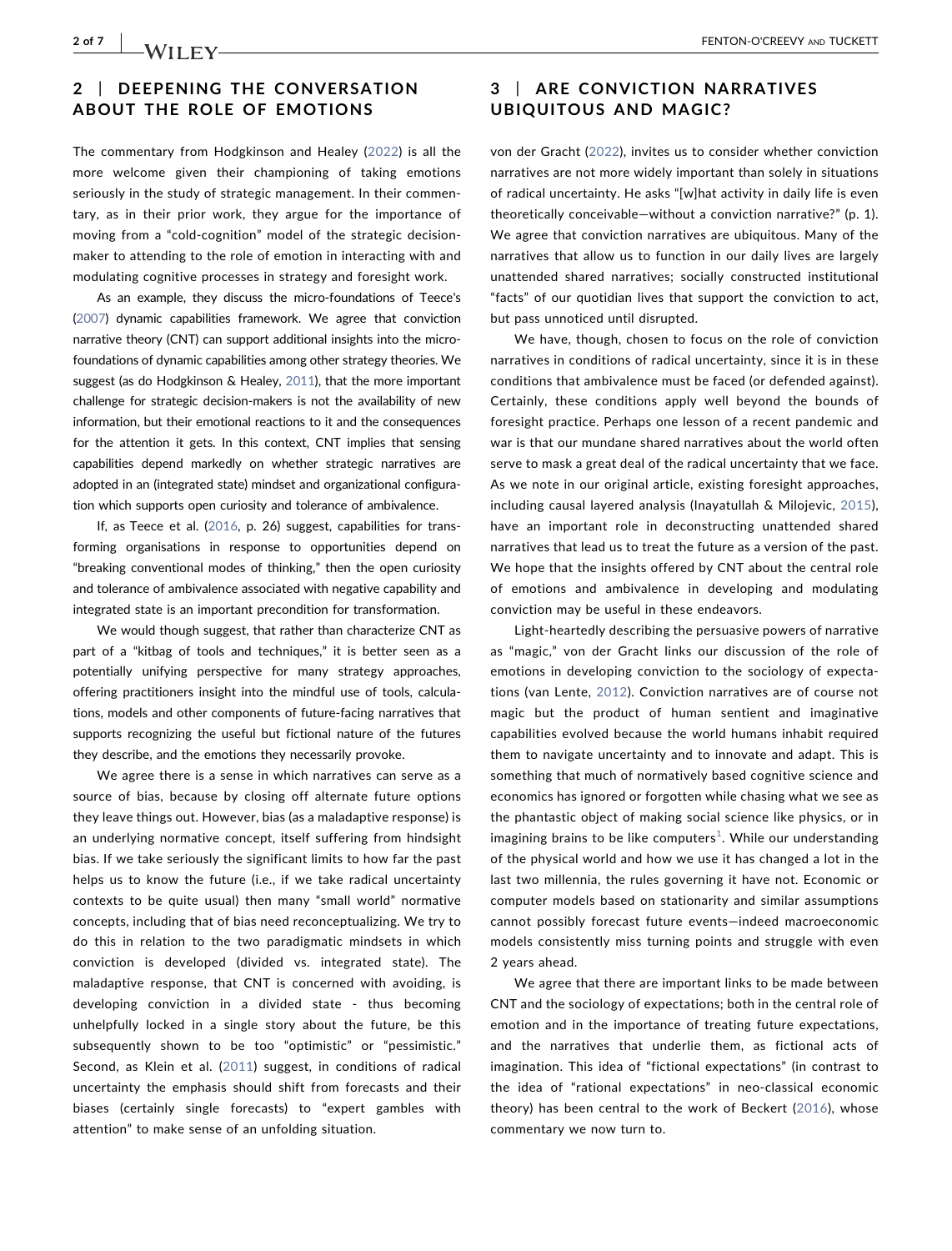## 2 | DEEPENING THE CONVERSATION ABOUT THE ROLE OF EMOTIONS

The commentary from Hodgkinson and Healey (2022) is all the more welcome given their championing of taking emotions seriously in the study of strategic management. In their commentary, as in their prior work, they argue for the importance of moving from a "cold-cognition" model of the strategic decision-maker to attending to the role of emotion in interacting with and modulating cognitive processes in strategy and foresight work.

As an example, they discuss the micro-foundations of Teece's (2007) dynamic capabilities framework. We agree that conviction narrative theory (CNT) can support additional insights into the micro-foundations of dynamic capabilities among other strategy theories. We suggest (as do Hodgkinson & Healey, 2011), that the more important challenge for strategic decision-makers is not the availability of new information, but their emotional reactions to it and the consequences for the attention it gets. In this context, CNT implies that sensing capabilities depend markedly on whether strategic narratives are adopted in an (integrated state) mindset and organizational configuration which supports open curiosity and tolerance of ambivalence.

If, as Teece et al. (2016, p. 26) suggest, capabilities for transforming organisations in response to opportunities depend on "breaking conventional modes of thinking," then the open curiosity and tolerance of ambivalence associated with negative capability and integrated state is an important precondition for transformation.

We would though suggest, that rather than characterize CNT as part of a "kitbag of tools and techniques," it is better seen as a potentially unifying perspective for many strategy approaches, offering practitioners insight into the mindful use of tools, calculations, models and other components of future-facing narratives that supports recognizing the useful but fictional nature of the futures they describe, and the emotions they necessarily provoke.

We agree there is a sense in which narratives can serve as a source of bias, because by closing off alternate future options they leave things out. However, bias (as a maladaptive response) is an underlying normative concept, itself suffering from hindsight bias. If we take seriously the significant limits to how far the past helps us to know the future (i.e., if we take radical uncertainty contexts to be quite usual) then many "small world" normative concepts, including that of bias need reconceptualizing. We try to do this in relation to the two paradigmatic mindsets in which conviction is developed (divided vs. integrated state). The maladaptive response, that CNT is concerned with avoiding, is developing conviction in a divided state - thus becoming unhelpfully locked in a single story about the future, be this subsequently shown to be too "optimistic" or "pessimistic." Second, as Klein et al. (2011) suggest, in conditions of radical uncertainty the emphasis should shift from forecasts and their biases (certainly single forecasts) to "expert gambles with attention" to make sense of an unfolding situation.

## 3 | ARE CONVICTION NARRATIVES UBIQUITOUS AND MAGIC?

von der Gracht (2022), invites us to consider whether conviction narratives are not more widely important than solely in situations of radical uncertainty. He asks "[w]hat activity in daily life is even theoretically conceivable—without a conviction narrative?" (p. 1). We agree that conviction narratives are ubiquitous. Many of the narratives that allow us to function in our daily lives are largely unattended shared narratives; socially constructed institutional "facts" of our quotidian lives that support the conviction to act, but pass unnoticed until disrupted.

We have, though, chosen to focus on the role of conviction narratives in conditions of radical uncertainty, since it is in these conditions that ambivalence must be faced (or defended against). Certainly, these conditions apply well beyond the bounds of foresight practice. Perhaps one lesson of a recent pandemic and war is that our mundane shared narratives about the world often serve to mask a great deal of the radical uncertainty that we face. As we note in our original article, existing foresight approaches, including causal layered analysis (Inayatullah & Milojevic, 2015), have an important role in deconstructing unattended shared narratives that lead us to treat the future as a version of the past. We hope that the insights offered by CNT about the central role of emotions and ambivalence in developing and modulating conviction may be useful in these endeavors.

Light-heartedly describing the persuasive powers of narrative as "magic," von der Gracht links our discussion of the role of emotions in developing conviction to the sociology of expectations (van Lente, 2012). Conviction narratives are of course not magic but the product of human sentient and imaginative capabilities evolved because the world humans inhabit required them to navigate uncertainty and to innovate and adapt. This is something that much of normatively based cognitive science and economics has ignored or forgotten while chasing what we see as the phantastic object of making social science like physics, or in imagining brains to be like computers[1]. While our understanding of the physical world and how we use it has changed a lot in the last two millennia, the rules governing it have not. Economic or computer models based on stationarity and similar assumptions cannot possibly forecast future events—indeed macroeconomic models consistently miss turning points and struggle with even 2 years ahead.

We agree that there are important links to be made between CNT and the sociology of expectations; both in the central role of emotion and in the importance of treating future expectations, and the narratives that underlie them, as fictional acts of imagination. This idea of "fictional expectations" (in contrast to the idea of "rational expectations" in neo-classical economic theory) has been central to the work of Beckert (2016), whose commentary we now turn to.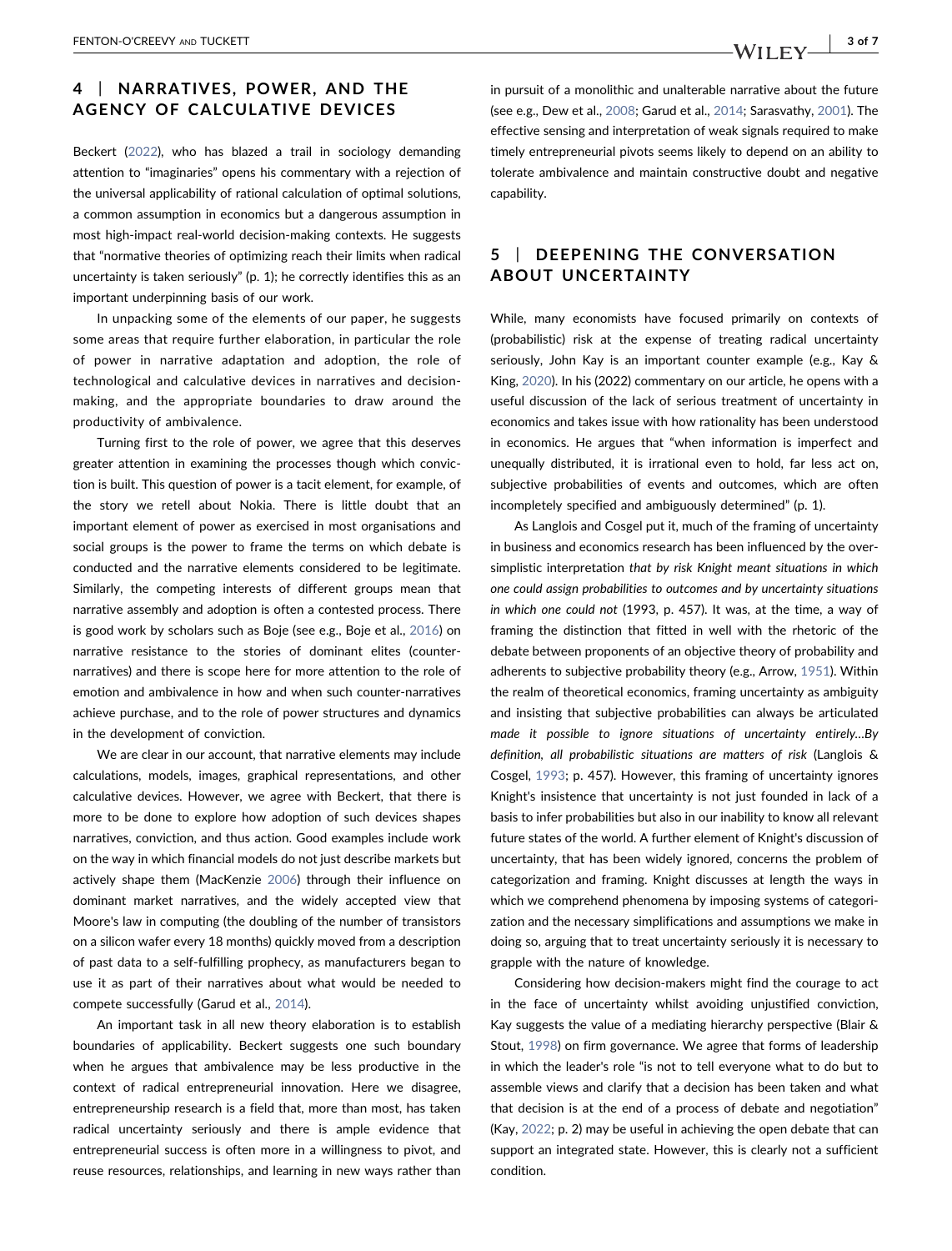## 4 | NARRATIVES, POWER, AND THE AGENCY OF CALCULATIVE DEVICES

Beckert (2022), who has blazed a trail in sociology demanding attention to "imaginaries" opens his commentary with a rejection of the universal applicability of rational calculation of optimal solutions, a common assumption in economics but a dangerous assumption in most high-impact real-world decision-making contexts. He suggests that "normative theories of optimizing reach their limits when radical uncertainty is taken seriously" (p. 1); he correctly identifies this as an important underpinning basis of our work.

In unpacking some of the elements of our paper, he suggests some areas that require further elaboration, in particular the role of power in narrative adaptation and adoption, the role of technological and calculative devices in narratives and decision-making, and the appropriate boundaries to draw around the productivity of ambivalence.

Turning first to the role of power, we agree that this deserves greater attention in examining the processes though which conviction is built. This question of power is a tacit element, for example, of the story we retell about Nokia. There is little doubt that an important element of power as exercised in most organisations and social groups is the power to frame the terms on which debate is conducted and the narrative elements considered to be legitimate. Similarly, the competing interests of different groups mean that narrative assembly and adoption is often a contested process. There is good work by scholars such as Boje (see e.g., Boje et al., 2016) on narrative resistance to the stories of dominant elites (counter-narratives) and there is scope here for more attention to the role of emotion and ambivalence in how and when such counter-narratives achieve purchase, and to the role of power structures and dynamics in the development of conviction.

We are clear in our account, that narrative elements may include calculations, models, images, graphical representations, and other calculative devices. However, we agree with Beckert, that there is more to be done to explore how adoption of such devices shapes narratives, conviction, and thus action. Good examples include work on the way in which financial models do not just describe markets but actively shape them (MacKenzie 2006) through their influence on dominant market narratives, and the widely accepted view that Moore's law in computing (the doubling of the number of transistors on a silicon wafer every 18 months) quickly moved from a description of past data to a self-fulfilling prophecy, as manufacturers began to use it as part of their narratives about what would be needed to compete successfully (Garud et al., 2014).

An important task in all new theory elaboration is to establish boundaries of applicability. Beckert suggests one such boundary when he argues that ambivalence may be less productive in the context of radical entrepreneurial innovation. Here we disagree, entrepreneurship research is a field that, more than most, has taken radical uncertainty seriously and there is ample evidence that entrepreneurial success is often more in a willingness to pivot, and reuse resources, relationships, and learning in new ways rather than in pursuit of a monolithic and unalterable narrative about the future (see e.g., Dew et al., 2008; Garud et al., 2014; Sarasvathy, 2001). The effective sensing and interpretation of weak signals required to make timely entrepreneurial pivots seems likely to depend on an ability to tolerate ambivalence and maintain constructive doubt and negative capability.

## 5 | DEEPENING THE CONVERSATION ABOUT UNCERTAINTY

While, many economists have focused primarily on contexts of (probabilistic) risk at the expense of treating radical uncertainty seriously, John Kay is an important counter example (e.g., Kay & King, 2020). In his (2022) commentary on our article, he opens with a useful discussion of the lack of serious treatment of uncertainty in economics and takes issue with how rationality has been understood in economics. He argues that "when information is imperfect and unequally distributed, it is irrational even to hold, far less act on, subjective probabilities of events and outcomes, which are often incompletely specified and ambiguously determined" (p. 1).

As Langlois and Cosgel put it, much of the framing of uncertainty in business and economics research has been influenced by the over-simplistic interpretation *that by risk Knight meant situations in which one could assign probabilities to outcomes and by uncertainty situations in which one could not* (1993, p. 457). It was, at the time, a way of framing the distinction that fitted in well with the rhetoric of the debate between proponents of an objective theory of probability and adherents to subjective probability theory (e.g., Arrow, 1951). Within the realm of theoretical economics, framing uncertainty as ambiguity and insisting that subjective probabilities can always be articulated *made it possible to ignore situations of uncertainty entirely…By definition, all probabilistic situations are matters of risk* (Langlois & Cosgel, 1993; p. 457). However, this framing of uncertainty ignores Knight's insistence that uncertainty is not just founded in lack of a basis to infer probabilities but also in our inability to know all relevant future states of the world. A further element of Knight's discussion of uncertainty, that has been widely ignored, concerns the problem of categorization and framing. Knight discusses at length the ways in which we comprehend phenomena by imposing systems of categorization and the necessary simplifications and assumptions we make in doing so, arguing that to treat uncertainty seriously it is necessary to grapple with the nature of knowledge.

Considering how decision-makers might find the courage to act in the face of uncertainty whilst avoiding unjustified conviction, Kay suggests the value of a mediating hierarchy perspective (Blair & Stout, 1998) on firm governance. We agree that forms of leadership in which the leader's role "is not to tell everyone what to do but to assemble views and clarify that a decision has been taken and what that decision is at the end of a process of debate and negotiation" (Kay, 2022; p. 2) may be useful in achieving the open debate that can support an integrated state. However, this is clearly not a sufficient condition.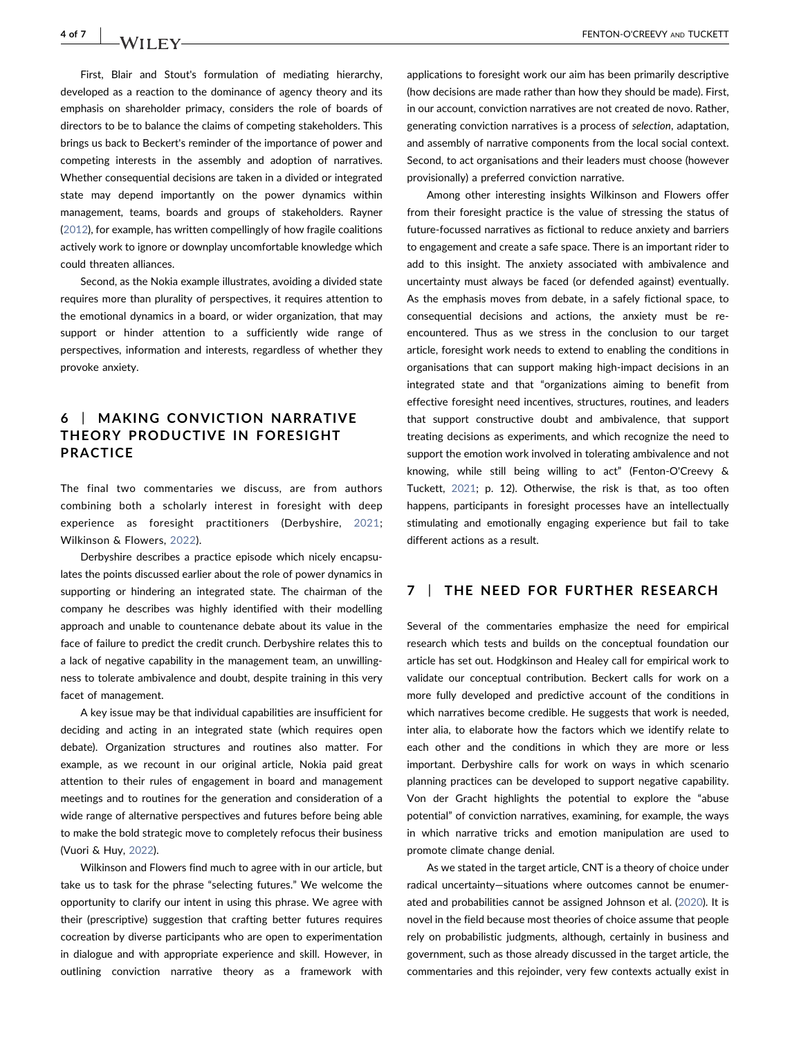First, Blair and Stout's formulation of mediating hierarchy, developed as a reaction to the dominance of agency theory and its emphasis on shareholder primacy, considers the role of boards of directors to be to balance the claims of competing stakeholders. This brings us back to Beckert's reminder of the importance of power and competing interests in the assembly and adoption of narratives. Whether consequential decisions are taken in a divided or integrated state may depend importantly on the power dynamics within management, teams, boards and groups of stakeholders. Rayner (2012), for example, has written compellingly of how fragile coalitions actively work to ignore or downplay uncomfortable knowledge which could threaten alliances.

Second, as the Nokia example illustrates, avoiding a divided state requires more than plurality of perspectives, it requires attention to the emotional dynamics in a board, or wider organization, that may support or hinder attention to a sufficiently wide range of perspectives, information and interests, regardless of whether they provoke anxiety.

## 6 | MAKING CONVICTION NARRATIVE THEORY PRODUCTIVE IN FORESIGHT PRACTICE

The final two commentaries we discuss, are from authors combining both a scholarly interest in foresight with deep experience as foresight practitioners (Derbyshire, 2021; Wilkinson & Flowers, 2022).

Derbyshire describes a practice episode which nicely encapsulates the points discussed earlier about the role of power dynamics in supporting or hindering an integrated state. The chairman of the company he describes was highly identified with their modelling approach and unable to countenance debate about its value in the face of failure to predict the credit crunch. Derbyshire relates this to a lack of negative capability in the management team, an unwillingness to tolerate ambivalence and doubt, despite training in this very facet of management.

A key issue may be that individual capabilities are insufficient for deciding and acting in an integrated state (which requires open debate). Organization structures and routines also matter. For example, as we recount in our original article, Nokia paid great attention to their rules of engagement in board and management meetings and to routines for the generation and consideration of a wide range of alternative perspectives and futures before being able to make the bold strategic move to completely refocus their business (Vuori & Huy, 2022).

Wilkinson and Flowers find much to agree with in our article, but take us to task for the phrase "selecting futures." We welcome the opportunity to clarify our intent in using this phrase. We agree with their (prescriptive) suggestion that crafting better futures requires cocreation by diverse participants who are open to experimentation in dialogue and with appropriate experience and skill. However, in outlining conviction narrative theory as a framework with applications to foresight work our aim has been primarily descriptive (how decisions are made rather than how they should be made). First, in our account, conviction narratives are not created de novo. Rather, generating conviction narratives is a process of *selection*, adaptation, and assembly of narrative components from the local social context. Second, to act organisations and their leaders must choose (however provisionally) a preferred conviction narrative.

Among other interesting insights Wilkinson and Flowers offer from their foresight practice is the value of stressing the status of future-focussed narratives as fictional to reduce anxiety and barriers to engagement and create a safe space. There is an important rider to add to this insight. The anxiety associated with ambivalence and uncertainty must always be faced (or defended against) eventually. As the emphasis moves from debate, in a safely fictional space, to consequential decisions and actions, the anxiety must be re-encountered. Thus as we stress in the conclusion to our target article, foresight work needs to extend to enabling the conditions in organisations that can support making high-impact decisions in an integrated state and that "organizations aiming to benefit from effective foresight need incentives, structures, routines, and leaders that support constructive doubt and ambivalence, that support treating decisions as experiments, and which recognize the need to support the emotion work involved in tolerating ambivalence and not knowing, while still being willing to act" (Fenton-O'Creevy & Tuckett, 2021; p. 12). Otherwise, the risk is that, as too often happens, participants in foresight processes have an intellectually stimulating and emotionally engaging experience but fail to take different actions as a result.

## 7 | THE NEED FOR FURTHER RESEARCH

Several of the commentaries emphasize the need for empirical research which tests and builds on the conceptual foundation our article has set out. Hodgkinson and Healey call for empirical work to validate our conceptual contribution. Beckert calls for work on a more fully developed and predictive account of the conditions in which narratives become credible. He suggests that work is needed, inter alia, to elaborate how the factors which we identify relate to each other and the conditions in which they are more or less important. Derbyshire calls for work on ways in which scenario planning practices can be developed to support negative capability. Von der Gracht highlights the potential to explore the "abuse potential" of conviction narratives, examining, for example, the ways in which narrative tricks and emotion manipulation are used to promote climate change denial.

As we stated in the target article, CNT is a theory of choice under radical uncertainty—situations where outcomes cannot be enumerated and probabilities cannot be assigned Johnson et al. (2020). It is novel in the field because most theories of choice assume that people rely on probabilistic judgments, although, certainly in business and government, such as those already discussed in the target article, the commentaries and this rejoinder, very few contexts actually exist in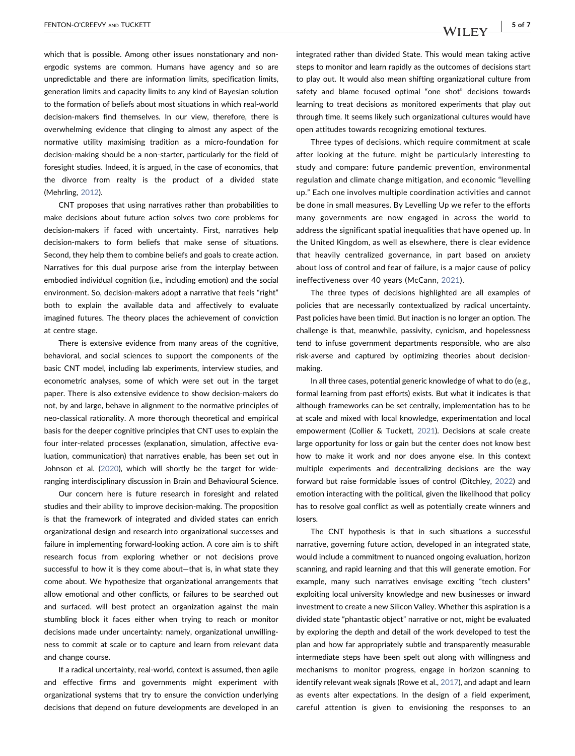which that is possible. Among other issues nonstationary and non-ergodic systems are common. Humans have agency and so are unpredictable and there are information limits, specification limits, generation limits and capacity limits to any kind of Bayesian solution to the formation of beliefs about most situations in which real-world decision-makers find themselves. In our view, therefore, there is overwhelming evidence that clinging to almost any aspect of the normative utility maximising tradition as a micro-foundation for decision-making should be a non-starter, particularly for the field of foresight studies. Indeed, it is argued, in the case of economics, that the divorce from realty is the product of a divided state (Mehrling, 2012).

CNT proposes that using narratives rather than probabilities to make decisions about future action solves two core problems for decision-makers if faced with uncertainty. First, narratives help decision-makers to form beliefs that make sense of situations. Second, they help them to combine beliefs and goals to create action. Narratives for this dual purpose arise from the interplay between embodied individual cognition (i.e., including emotion) and the social environment. So, decision-makers adopt a narrative that feels "right" both to explain the available data and affectively to evaluate imagined futures. The theory places the achievement of conviction at centre stage.

There is extensive evidence from many areas of the cognitive, behavioral, and social sciences to support the components of the basic CNT model, including lab experiments, interview studies, and econometric analyses, some of which were set out in the target paper. There is also extensive evidence to show decision-makers do not, by and large, behave in alignment to the normative principles of neo-classical rationality. A more thorough theoretical and empirical basis for the deeper cognitive principles that CNT uses to explain the four inter-related processes (explanation, simulation, affective evaluation, communication) that narratives enable, has been set out in Johnson et al. (2020), which will shortly be the target for wide-ranging interdisciplinary discussion in Brain and Behavioural Science.

Our concern here is future research in foresight and related studies and their ability to improve decision-making. The proposition is that the framework of integrated and divided states can enrich organizational design and research into organizational successes and failure in implementing forward-looking action. A core aim is to shift research focus from exploring whether or not decisions prove successful to how it is they come about—that is, in what state they come about. We hypothesize that organizational arrangements that allow emotional and other conflicts, or failures to be searched out and surfaced. will best protect an organization against the main stumbling block it faces either when trying to reach or monitor decisions made under uncertainty: namely, organizational unwillingness to commit at scale or to capture and learn from relevant data and change course.

If a radical uncertainty, real-world, context is assumed, then agile and effective firms and governments might experiment with organizational systems that try to ensure the conviction underlying decisions that depend on future developments are developed in an integrated rather than divided State. This would mean taking active steps to monitor and learn rapidly as the outcomes of decisions start to play out. It would also mean shifting organizational culture from safety and blame focused optimal "one shot" decisions towards learning to treat decisions as monitored experiments that play out through time. It seems likely such organizational cultures would have open attitudes towards recognizing emotional textures.

Three types of decisions, which require commitment at scale after looking at the future, might be particularly interesting to study and compare: future pandemic prevention, environmental regulation and climate change mitigation, and economic "levelling up." Each one involves multiple coordination activities and cannot be done in small measures. By Levelling Up we refer to the efforts many governments are now engaged in across the world to address the significant spatial inequalities that have opened up. In the United Kingdom, as well as elsewhere, there is clear evidence that heavily centralized governance, in part based on anxiety about loss of control and fear of failure, is a major cause of policy ineffectiveness over 40 years (McCann, 2021).

The three types of decisions highlighted are all examples of policies that are necessarily contextualized by radical uncertainty. Past policies have been timid. But inaction is no longer an option. The challenge is that, meanwhile, passivity, cynicism, and hopelessness tend to infuse government departments responsible, who are also risk-averse and captured by optimizing theories about decision-making.

In all three cases, potential generic knowledge of what to do (e.g., formal learning from past efforts) exists. But what it indicates is that although frameworks can be set centrally, implementation has to be at scale and mixed with local knowledge, experimentation and local empowerment (Collier & Tuckett, 2021). Decisions at scale create large opportunity for loss or gain but the center does not know best how to make it work and nor does anyone else. In this context multiple experiments and decentralizing decisions are the way forward but raise formidable issues of control (Ditchley, 2022) and emotion interacting with the political, given the likelihood that policy has to resolve goal conflict as well as potentially create winners and losers.

The CNT hypothesis is that in such situations a successful narrative, governing future action, developed in an integrated state, would include a commitment to nuanced ongoing evaluation, horizon scanning, and rapid learning and that this will generate emotion. For example, many such narratives envisage exciting "tech clusters" exploiting local university knowledge and new businesses or inward investment to create a new Silicon Valley. Whether this aspiration is a divided state "phantastic object" narrative or not, might be evaluated by exploring the depth and detail of the work developed to test the plan and how far appropriately subtle and transparently measurable intermediate steps have been spelt out along with willingness and mechanisms to monitor progress, engage in horizon scanning to identify relevant weak signals (Rowe et al., 2017), and adapt and learn as events alter expectations. In the design of a field experiment, careful attention is given to envisioning the responses to an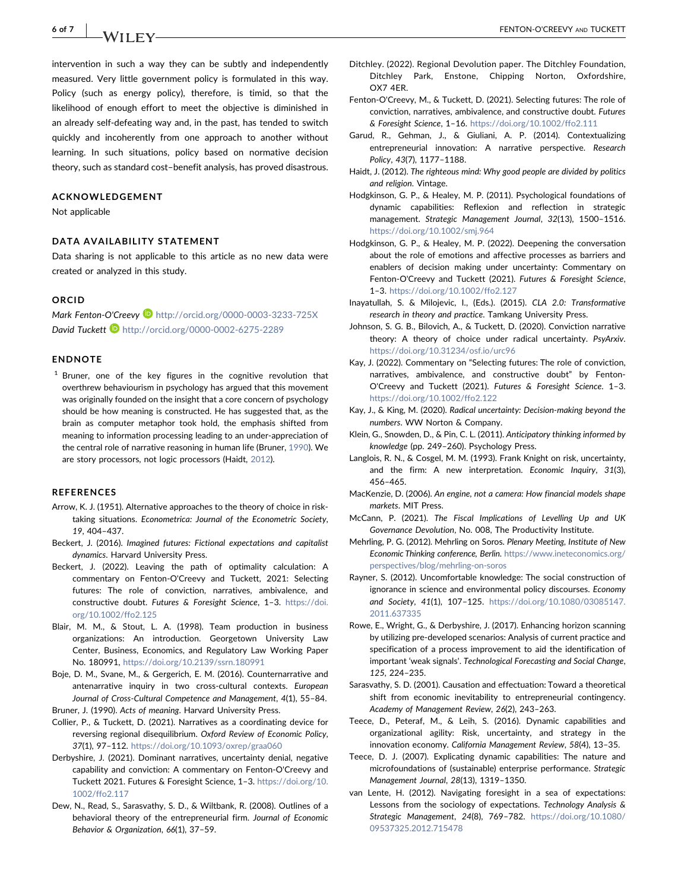intervention in such a way they can be subtly and independently measured. Very little government policy is formulated in this way. Policy (such as energy policy), therefore, is timid, so that the likelihood of enough effort to meet the objective is diminished in an already self-defeating way and, in the past, has tended to switch quickly and incoherently from one approach to another without learning. In such situations, policy based on normative decision theory, such as standard cost–benefit analysis, has proved disastrous.

## ACKNOWLEDGEMENT

Not applicable

## DATA AVAILABILITY STATEMENT

Data sharing is not applicable to this article as no new data were created or analyzed in this study.

## ORCID

*Mark Fenton-O'Creevy* http://orcid.org/0000-0003-3233-725X

*David Tuckett* http://orcid.org/0000-0002-6275-2289

## ENDNOTE

[1] Bruner, one of the key figures in the cognitive revolution that overthrew behaviourism in psychology has argued that this movement was originally founded on the insight that a core concern of psychology should be how meaning is constructed. He has suggested that, as the brain as computer metaphor took hold, the emphasis shifted from meaning to information processing leading to an under-appreciation of the central role of narrative reasoning in human life (Bruner, 1990). We are story processors, not logic processors (Haidt, 2012).

## REFERENCES

Arrow, K. J. (1951). Alternative approaches to the theory of choice in risk-taking situations. *Econometrica: Journal of the Econometric Society*, *19*, 404–437.

Beckert, J. (2016). *Imagined futures: Fictional expectations and capitalist dynamics*. Harvard University Press.

Beckert, J. (2022). Leaving the path of optimality calculation: A commentary on Fenton-O'Creevy and Tuckett, 2021: Selecting futures: The role of conviction, narratives, ambivalence, and constructive doubt. *Futures & Foresight Science*, 1–3. https://doi.org/10.1002/ffo2.125

Blair, M. M., & Stout, L. A. (1998). Team production in business organizations: An introduction. Georgetown University Law Center, Business, Economics, and Regulatory Law Working Paper No. 180991, https://doi.org/10.2139/ssrn.180991

Boje, D. M., Svane, M., & Gergerich, E. M. (2016). Counternarrative and antenarrative inquiry in two cross-cultural contexts. *European Journal of Cross-Cultural Competence and Management*, *4*(1), 55–84.

Bruner, J. (1990). *Acts of meaning*. Harvard University Press.

Collier, P., & Tuckett, D. (2021). Narratives as a coordinating device for reversing regional disequilibrium. *Oxford Review of Economic Policy*, *37*(1), 97–112. https://doi.org/10.1093/oxrep/graa060

Derbyshire, J. (2021). Dominant narratives, uncertainty denial, negative capability and conviction: A commentary on Fenton-O'Creevy and Tuckett 2021. Futures & Foresight Science, 1–3. https://doi.org/10.1002/ffo2.117

Dew, N., Read, S., Sarasvathy, S. D., & Wiltbank, R. (2008). Outlines of a behavioral theory of the entrepreneurial firm. *Journal of Economic Behavior & Organization*, *66*(1), 37–59.

Ditchley. (2022). Regional Devolution paper. The Ditchley Foundation, Ditchley Park, Enstone, Chipping Norton, Oxfordshire, OX7 4ER.

Fenton-O'Creevy, M., & Tuckett, D. (2021). Selecting futures: The role of conviction, narratives, ambivalence, and constructive doubt. *Futures & Foresight Science*, 1–16. https://doi.org/10.1002/ffo2.111

Garud, R., Gehman, J., & Giuliani, A. P. (2014). Contextualizing entrepreneurial innovation: A narrative perspective. *Research Policy*, *43*(7), 1177–1188.

Haidt, J. (2012). *The righteous mind: Why good people are divided by politics and religion*. Vintage.

Hodgkinson, G. P., & Healey, M. P. (2011). Psychological foundations of dynamic capabilities: Reflexion and reflection in strategic management. *Strategic Management Journal*, *32*(13), 1500–1516. https://doi.org/10.1002/smj.964

Hodgkinson, G. P., & Healey, M. P. (2022). Deepening the conversation about the role of emotions and affective processes as barriers and enablers of decision making under uncertainty: Commentary on Fenton-O'Creevy and Tuckett (2021). *Futures & Foresight Science*, 1–3. https://doi.org/10.1002/ffo2.127

Inayatullah, S. & Milojevic, I., (Eds.). (2015). *CLA 2.0: Transformative research in theory and practice*. Tamkang University Press.

Johnson, S. G. B., Bilovich, A., & Tuckett, D. (2020). Conviction narrative theory: A theory of choice under radical uncertainty. *PsyArxiv*. https://doi.org/10.31234/osf.io/urc96

Kay, J. (2022). Commentary on "Selecting futures: The role of conviction, narratives, ambivalence, and constructive doubt" by Fenton-O'Creevy and Tuckett (2021). *Futures & Foresight Science*. 1–3. https://doi.org/10.1002/ffo2.122

Kay, J., & King, M. (2020). *Radical uncertainty: Decision-making beyond the numbers*. WW Norton & Company.

Klein, G., Snowden, D., & Pin, C. L. (2011). *Anticipatory thinking informed by knowledge* (pp. 249–260). Psychology Press.

Langlois, R. N., & Cosgel, M. M. (1993). Frank Knight on risk, uncertainty, and the firm: A new interpretation. *Economic Inquiry*, *31*(3), 456–465.

MacKenzie, D. (2006). *An engine, not a camera: How financial models shape markets*. MIT Press.

McCann, P. (2021). *The Fiscal Implications of Levelling Up and UK Governance Devolution*, No. 008, The Productivity Institute.

Mehrling, P. G. (2012). Mehrling on Soros. *Plenary Meeting, Institute of New Economic Thinking conference, Berlin*. https://www.ineteconomics.org/perspectives/blog/mehrling-on-soros

Rayner, S. (2012). Uncomfortable knowledge: The social construction of ignorance in science and environmental policy discourses. *Economy and Society*, *41*(1), 107–125. https://doi.org/10.1080/03085147.2011.637335

Rowe, E., Wright, G., & Derbyshire, J. (2017). Enhancing horizon scanning by utilizing pre-developed scenarios: Analysis of current practice and specification of a process improvement to aid the identification of important 'weak signals'. *Technological Forecasting and Social Change*, *125*, 224–235.

Sarasvathy, S. D. (2001). Causation and effectuation: Toward a theoretical shift from economic inevitability to entrepreneurial contingency. *Academy of Management Review*, *26*(2), 243–263.

Teece, D., Peteraf, M., & Leih, S. (2016). Dynamic capabilities and organizational agility: Risk, uncertainty, and strategy in the innovation economy. *California Management Review*, *58*(4), 13–35.

Teece, D. J. (2007). Explicating dynamic capabilities: The nature and microfoundations of (sustainable) enterprise performance. *Strategic Management Journal*, *28*(13), 1319–1350.

van Lente, H. (2012). Navigating foresight in a sea of expectations: Lessons from the sociology of expectations. *Technology Analysis & Strategic Management*, *24*(8), 769–782. https://doi.org/10.1080/09537325.2012.715478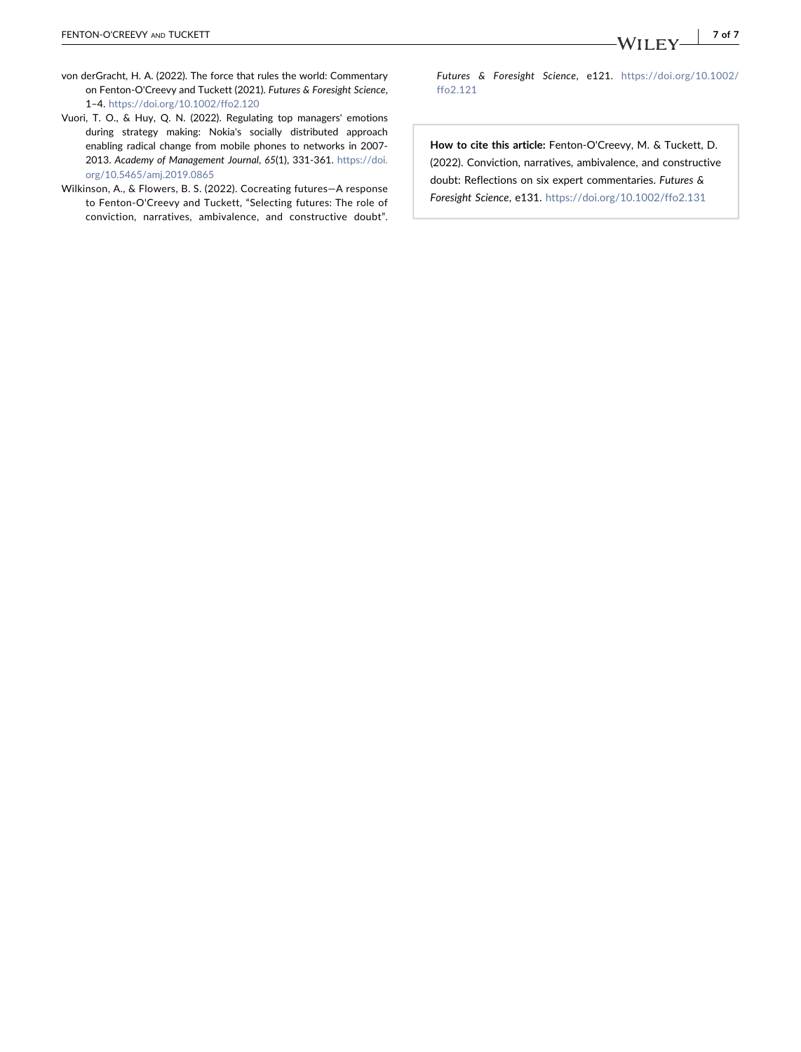von derGracht, H. A. (2022). The force that rules the world: Commentary on Fenton-O'Creevy and Tuckett (2021). *Futures & Foresight Science*, 1–4. https://doi.org/10.1002/ffo2.120

Vuori, T. O., & Huy, Q. N. (2022). Regulating top managers' emotions during strategy making: Nokia's socially distributed approach enabling radical change from mobile phones to networks in 2007-2013. *Academy of Management Journal*, *65*(1), 331-361. https://doi.org/10.5465/amj.2019.0865

Wilkinson, A., & Flowers, B. S. (2022). Cocreating futures—A response to Fenton-O'Creevy and Tuckett, "Selecting futures: The role of conviction, narratives, ambivalence, and constructive doubt". *Futures & Foresight Science*, e121. https://doi.org/10.1002/ffo2.121

**How to cite this article:** Fenton-O'Creevy, M. & Tuckett, D. (2022). Conviction, narratives, ambivalence, and constructive doubt: Reflections on six expert commentaries. *Futures & Foresight Science*, e131. https://doi.org/10.1002/ffo2.131